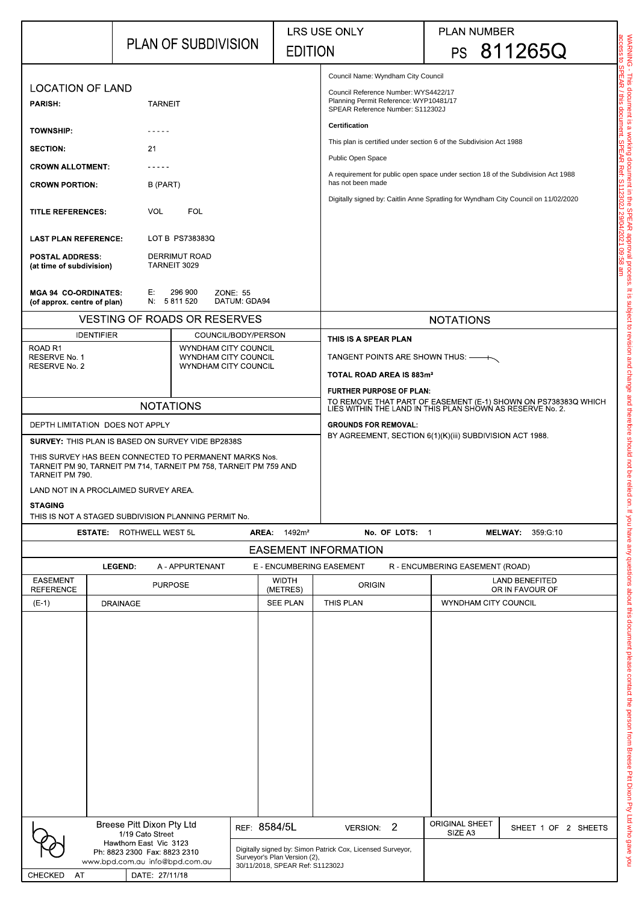# PLAN OF SUBDIVISION

LRS USE ONLY

EDITION

PLAN NUMBER

**PS 811265Q**

## LOCATION OF LAND

| | |
|---|---|
| **PARISH:** | TARNEIT |
| **TOWNSHIP:** | - - - - - |
| **SECTION:** | 21 |
| **CROWN ALLOTMENT:** | - - - - - |
| **CROWN PORTION:** | B (PART) |
| **TITLE REFERENCES:** | VOL FOL |
| **LAST PLAN REFERENCE:** | LOT B PS738383Q |
| **POSTAL ADDRESS:** (at time of subdivision) | DERRIMUT ROAD TARNEIT 3029 |
| **MGA 94 CO-ORDINATES:** (of approx. centre of plan) | E: 296 900 N: 5 811 520 ZONE: 55 DATUM: GDA94 |

Council Name: Wyndham City Council

Council Reference Number: WYS4422/17
Planning Permit Reference: WYP10481/17
SPEAR Reference Number: S112302J

**Certification**

This plan is certified under section 6 of the Subdivision Act 1988

Public Open Space

A requirement for public open space under section 18 of the Subdivision Act 1988 has not been made

Digitally signed by: Caitlin Anne Spratling for Wyndham City Council on 11/02/2020

## VESTING OF ROADS OR RESERVES

| IDENTIFIER | COUNCIL/BODY/PERSON |
|---|---|
| ROAD R1 | WYNDHAM CITY COUNCIL |
| RESERVE No. 1 | WYNDHAM CITY COUNCIL |
| RESERVE No. 2 | WYNDHAM CITY COUNCIL |

## NOTATIONS

DEPTH LIMITATION DOES NOT APPLY

**SURVEY:** THIS PLAN IS BASED ON SURVEY VIDE BP2838S

THIS SURVEY HAS BEEN CONNECTED TO PERMANENT MARKS Nos. TARNEIT PM 90, TARNEIT PM 714, TARNEIT PM 758, TARNEIT PM 759 AND TARNEIT PM 790.

LAND NOT IN A PROCLAIMED SURVEY AREA.

**STAGING**

THIS IS NOT A STAGED SUBDIVISION PLANNING PERMIT No.

## NOTATIONS

**THIS IS A SPEAR PLAN**

TANGENT POINTS ARE SHOWN THUS:

**TOTAL ROAD AREA IS 883m²**

**FURTHER PURPOSE OF PLAN:**

TO REMOVE THAT PART OF EASEMENT (E-1) SHOWN ON PS738383Q WHICH LIES WITHIN THE LAND IN THIS PLAN SHOWN AS RESERVE No. 2.

**GROUNDS FOR REMOVAL:**

BY AGREEMENT, SECTION 6(1)(K)(iii) SUBDIVISION ACT 1988.

**ESTATE:** ROTHWELL WEST 5L **AREA:** 1492m² **No. OF LOTS:** 1 **MELWAY:** 359:G:10

## EASEMENT INFORMATION

**LEGEND:** A - APPURTENANT E - ENCUMBERING EASEMENT R - ENCUMBERING EASEMENT (ROAD)

| EASEMENT REFERENCE | PURPOSE | WIDTH (METRES) | ORIGIN | LAND BENEFITED OR IN FAVOUR OF |
|---|---|---|---|---|
| (E-1) | DRAINAGE | SEE PLAN | THIS PLAN | WYNDHAM CITY COUNCIL |

Breese Pitt Dixon Pty Ltd
1/19 Cato Street
Hawthorn East Vic 3123
Ph: 8823 2300 Fax: 8823 2310
www.bpd.com.au info@bpd.com.au

REF: 8584/5L VERSION: 2

Digitally signed by: Simon Patrick Cox, Licensed Surveyor, Surveyor's Plan Version (2), 30/11/2018, SPEAR Ref: S112302J

ORIGINAL SHEET SIZE A3 SHEET 1 OF 2 SHEETS

CHECKED AT DATE: 27/11/18

WARNING - This document is a working document in the SPEAR approval process. It is subject to revision and change and therefore should not be relied on. If you have any questions about this document please contact the person from Breese Pitt Dixon Pty Ltd who gave you access to SPEAR / this document. SPEAR Ref: S112302J 29/04/2021 09:58 am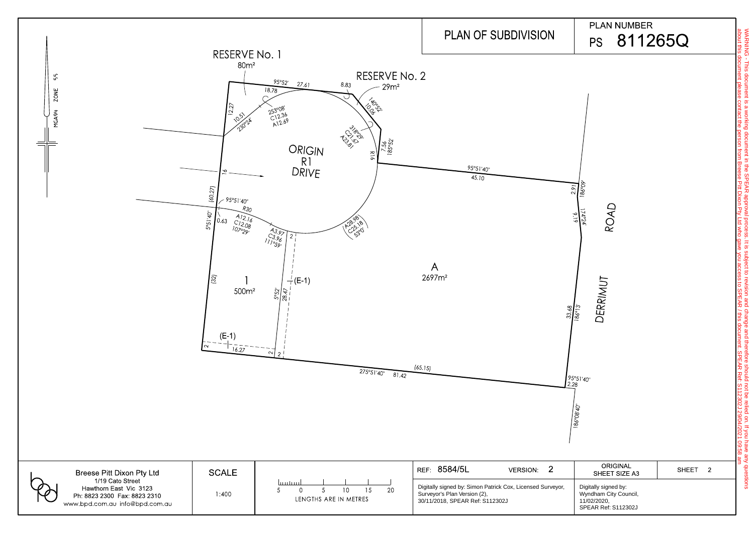# PLAN OF SUBDIVISION

PLAN NUMBER
PS 811265Q

MGA94 ZONE 55

RESERVE No. 1
80m²

RESERVE No. 2
29m²

ORIGIN R1 DRIVE

1
500m²

A
2697m²

DERRIMUT ROAD

(E-1)

95°52' 27.61
18.78
8.83
140°52' 10.06
12.27
10.51
230°24'
253°08' C12.36 A12.69
318°29' C21.67 A23.81
R16
7.56 185°52'
95°51'40" 45.10
2.91 186°09'
6.19 174°24'
16
(60.27)
95°51'40"
R30
5°51'40"
0.63
A12.16 C12.08 107°29'
A3.97 C3.96 111°59'
A28.98 C25.18 53°0'
2
(32)
5°52' 28.47
33.68 186°13'
2
16.27
2
2
275°51'40" 81.42
(65.15)
95°51'40" 2.28
186°08'40"

Breese Pitt Dixon Pty Ltd
1/19 Cato Street
Hawthorn East Vic 3123
Ph: 8823 2300 Fax: 8823 2310
www.bpd.com.au info@bpd.com.au

SCALE
1:400

5 0 5 10 15 20
LENGTHS ARE IN METRES

REF: 8584/5L
VERSION: 2

ORIGINAL SHEET SIZE A3

SHEET 2

Digitally signed by: Simon Patrick Cox, Licensed Surveyor, Surveyor's Plan Version (2), 30/11/2018, SPEAR Ref: S112302J

Digitally signed by: Wyndham City Council, 11/02/2020, SPEAR Ref: S112302J

WARNING - This document is a working document in the SPEAR approval process. It is subject to revision and change and therefore should not be relied on. If you have any questions about this document please contact the person from Breese Pitt Dixon Pty Ltd who gave you access to SPEAR / this document. SPEAR Ref: S112302J 29/04/2021 09:58 am